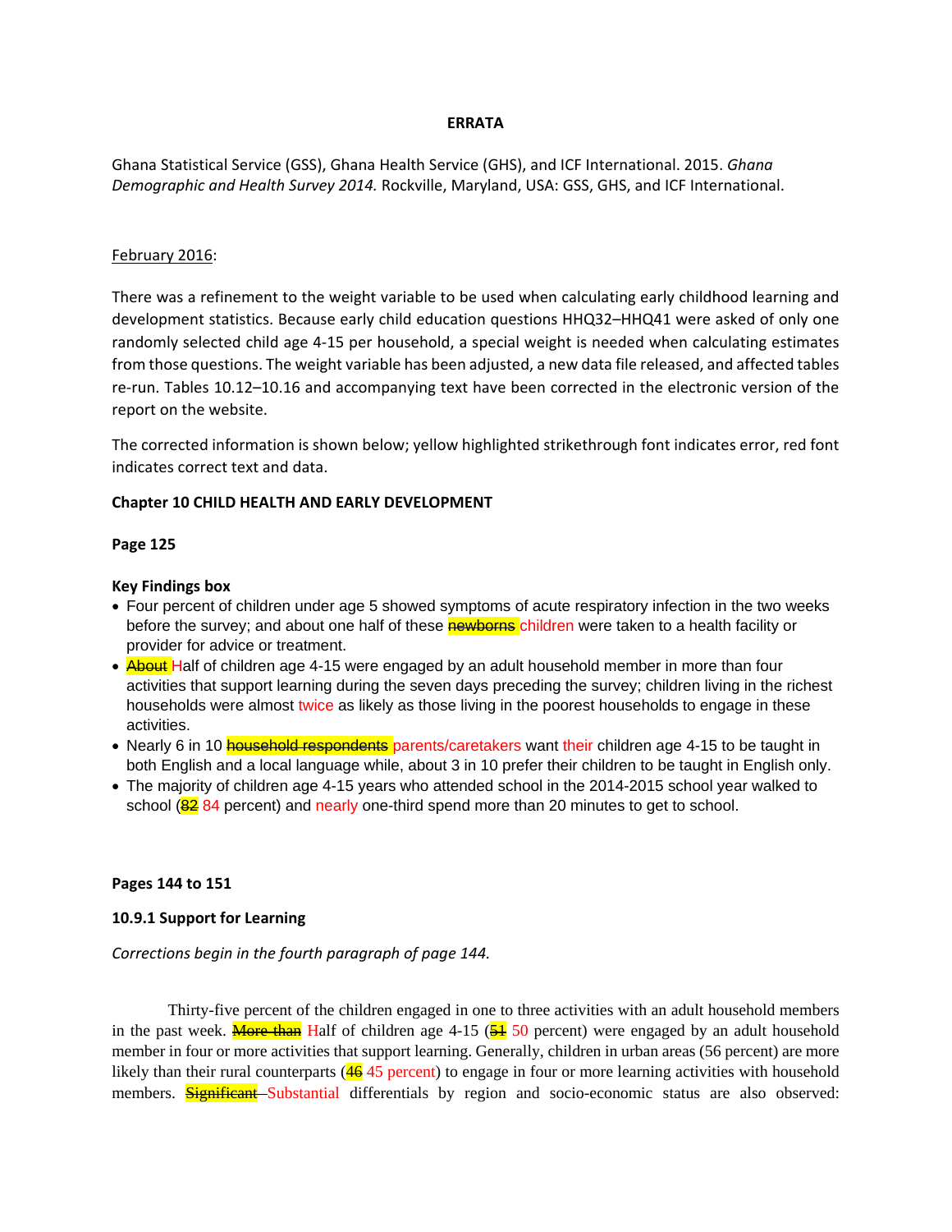**ERRATA**

Ghana Statistical Service (GSS), Ghana Health Service (GHS), and ICF International. 2015. *Ghana Demographic and Health Survey 2014.* Rockville, Maryland, USA: GSS, GHS, and ICF International.

February 2016:

There was a refinement to the weight variable to be used when calculating early childhood learning and development statistics. Because early child education questions HHQ32–HHQ41 were asked of only one randomly selected child age 4-15 per household, a special weight is needed when calculating estimates from those questions. The weight variable has been adjusted, a new data file released, and affected tables re-run. Tables 10.12–10.16 and accompanying text have been corrected in the electronic version of the report on the website.

The corrected information is shown below; yellow highlighted strikethrough font indicates error, red font indicates correct text and data.

**Chapter 10 CHILD HEALTH AND EARLY DEVELOPMENT**

**Page 125**

**Key Findings box**

- Four percent of children under age 5 showed symptoms of acute respiratory infection in the two weeks before the survey; and about one half of these ~~newborns~~ children were taken to a health facility or provider for advice or treatment.
- ~~About~~ Half of children age 4-15 were engaged by an adult household member in more than four activities that support learning during the seven days preceding the survey; children living in the richest households were almost twice as likely as those living in the poorest households to engage in these activities.
- Nearly 6 in 10 ~~household respondents~~ parents/caretakers want their children age 4-15 to be taught in both English and a local language while, about 3 in 10 prefer their children to be taught in English only.
- The majority of children age 4-15 years who attended school in the 2014-2015 school year walked to school (~~82~~ 84 percent) and nearly one-third spend more than 20 minutes to get to school.

**Pages 144 to 151**

**10.9.1 Support for Learning**

*Corrections begin in the fourth paragraph of page 144.*

Thirty-five percent of the children engaged in one to three activities with an adult household members in the past week. ~~More than~~ Half of children age 4-15 (~~51~~ 50 percent) were engaged by an adult household member in four or more activities that support learning. Generally, children in urban areas (56 percent) are more likely than their rural counterparts (~~46~~ 45 percent) to engage in four or more learning activities with household members. ~~Significant~~ Substantial differentials by region and socio-economic status are also observed: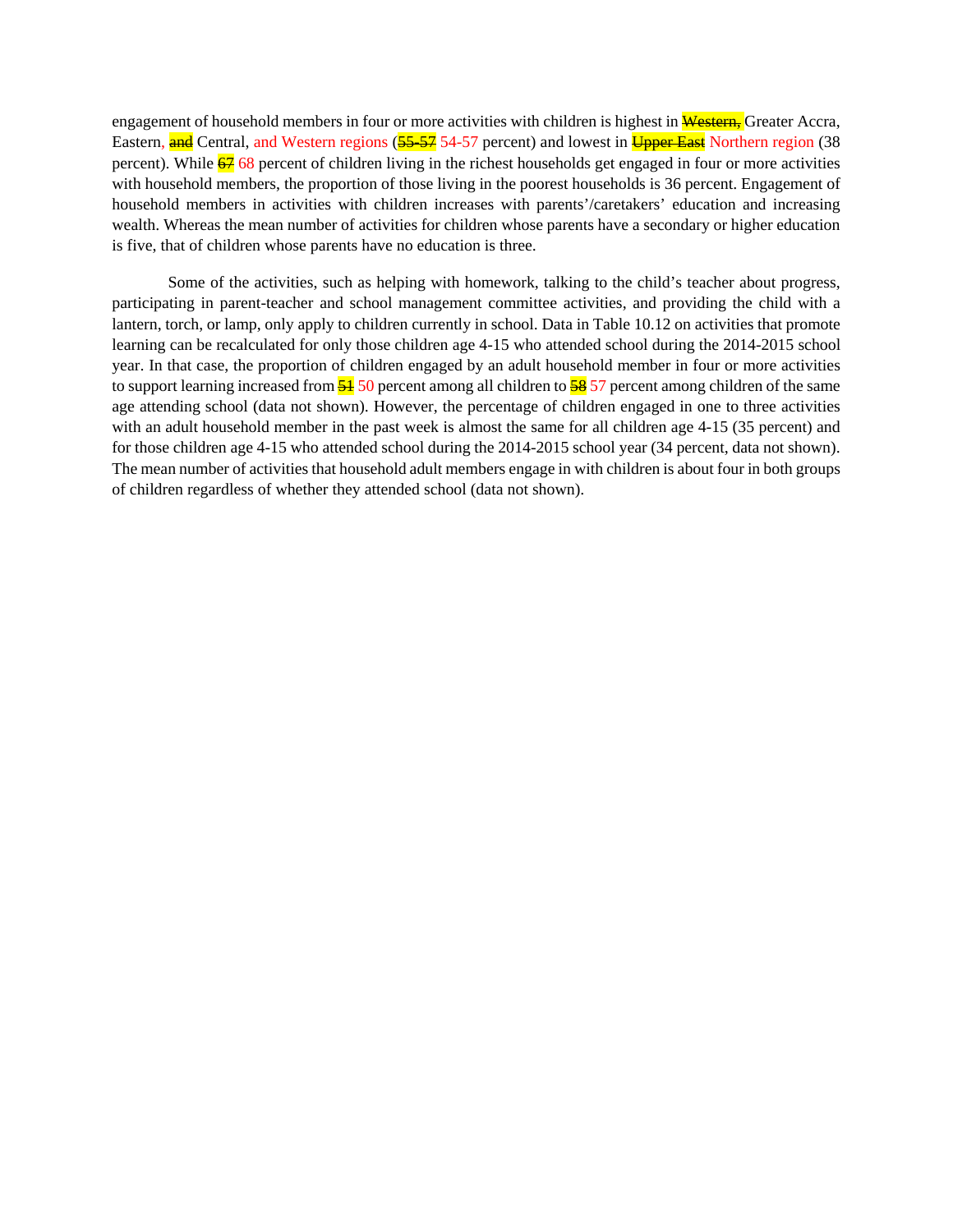engagement of household members in four or more activities with children is highest in ~~Western,~~ Greater Accra, Eastern, ~~and~~ Central, and Western regions (~~55-57~~ 54-57 percent) and lowest in ~~Upper East~~ Northern region (38 percent). While ~~67~~ 68 percent of children living in the richest households get engaged in four or more activities with household members, the proportion of those living in the poorest households is 36 percent. Engagement of household members in activities with children increases with parents'/caretakers' education and increasing wealth. Whereas the mean number of activities for children whose parents have a secondary or higher education is five, that of children whose parents have no education is three.

Some of the activities, such as helping with homework, talking to the child's teacher about progress, participating in parent-teacher and school management committee activities, and providing the child with a lantern, torch, or lamp, only apply to children currently in school. Data in Table 10.12 on activities that promote learning can be recalculated for only those children age 4-15 who attended school during the 2014-2015 school year. In that case, the proportion of children engaged by an adult household member in four or more activities to support learning increased from ~~51~~ 50 percent among all children to ~~58~~ 57 percent among children of the same age attending school (data not shown). However, the percentage of children engaged in one to three activities with an adult household member in the past week is almost the same for all children age 4-15 (35 percent) and for those children age 4-15 who attended school during the 2014-2015 school year (34 percent, data not shown). The mean number of activities that household adult members engage in with children is about four in both groups of children regardless of whether they attended school (data not shown).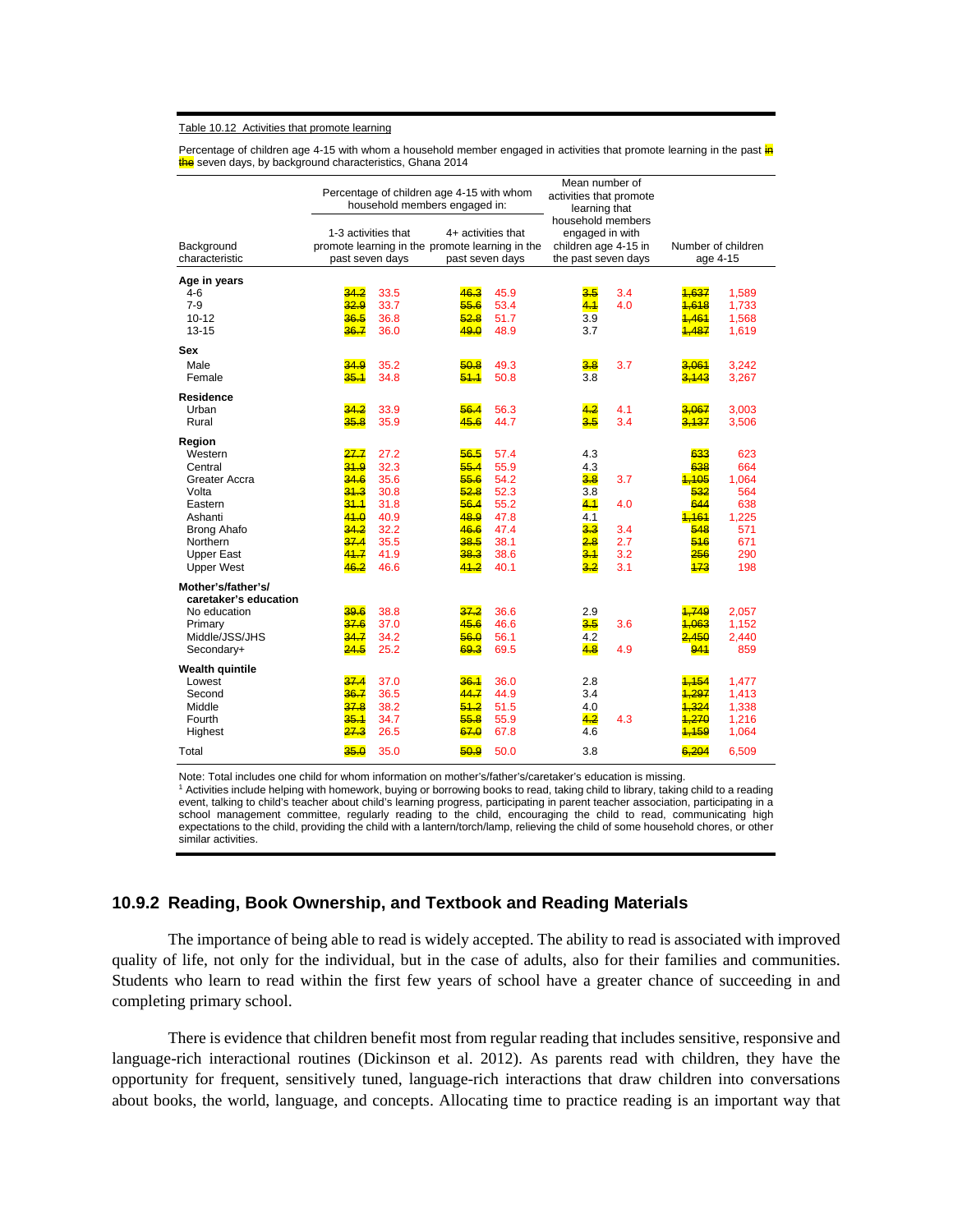Table 10.12 Activities that promote learning

Percentage of children age 4-15 with whom a household member engaged in activities that promote learning in the past ~~in the~~ seven days, by background characteristics, Ghana 2014

| Background characteristic | Percentage of children age 4-15 with whom household members engaged in: 1-3 activities that promote learning in the past seven days | 4+ activities that promote learning in the past seven days | Mean number of activities that promote learning that household members engaged in with children age 4-15 in the past seven days | Number of children age 4-15 |
|---|---|---|---|---|
| **Age in years** | | | | |
| 4-6 | ~~34.2~~ 33.5 | ~~46.3~~ 45.9 | ~~3.5~~ 3.4 | ~~1,637~~ 1,589 |
| 7-9 | ~~32.9~~ 33.7 | ~~55.6~~ 53.4 | ~~4.1~~ 4.0 | ~~1,618~~ 1,733 |
| 10-12 | ~~36.5~~ 36.8 | ~~52.8~~ 51.7 | 3.9 | ~~1,461~~ 1,568 |
| 13-15 | ~~36.7~~ 36.0 | ~~49.0~~ 48.9 | 3.7 | ~~1,487~~ 1,619 |
| **Sex** | | | | |
| Male | ~~34.9~~ 35.2 | ~~50.8~~ 49.3 | ~~3.8~~ 3.7 | ~~3,061~~ 3,242 |
| Female | ~~35.1~~ 34.8 | ~~51.1~~ 50.8 | 3.8 | ~~3,143~~ 3,267 |
| **Residence** | | | | |
| Urban | ~~34.2~~ 33.9 | ~~56.4~~ 56.3 | ~~4.2~~ 4.1 | ~~3,067~~ 3,003 |
| Rural | ~~35.8~~ 35.9 | ~~45.6~~ 44.7 | ~~3.5~~ 3.4 | ~~3,137~~ 3,506 |
| **Region** | | | | |
| Western | ~~27.7~~ 27.2 | ~~56.5~~ 57.4 | 4.3 | ~~633~~ 623 |
| Central | ~~31.9~~ 32.3 | ~~55.4~~ 55.9 | 4.3 | ~~638~~ 664 |
| Greater Accra | ~~34.6~~ 35.6 | ~~55.6~~ 54.2 | ~~3.8~~ 3.7 | ~~1,105~~ 1,064 |
| Volta | ~~31.3~~ 30.8 | ~~52.8~~ 52.3 | 3.8 | ~~532~~ 564 |
| Eastern | ~~31.1~~ 31.8 | ~~56.4~~ 55.2 | ~~4.1~~ 4.0 | ~~644~~ 638 |
| Ashanti | ~~41.0~~ 40.9 | ~~48.9~~ 47.8 | 4.1 | ~~1,161~~ 1,225 |
| Brong Ahafo | ~~34.2~~ 32.2 | ~~46.6~~ 47.4 | ~~3.3~~ 3.4 | ~~548~~ 571 |
| Northern | ~~37.4~~ 35.5 | ~~38.5~~ 38.1 | ~~2.8~~ 2.7 | ~~516~~ 671 |
| Upper East | ~~41.7~~ 41.9 | ~~38.3~~ 38.6 | ~~3.1~~ 3.2 | ~~256~~ 290 |
| Upper West | ~~46.2~~ 46.6 | ~~41.2~~ 40.1 | ~~3.2~~ 3.1 | ~~173~~ 198 |
| **Mother's/father's/ caretaker's education** | | | | |
| No education | ~~39.6~~ 38.8 | ~~37.2~~ 36.6 | 2.9 | ~~1,749~~ 2,057 |
| Primary | ~~37.6~~ 37.0 | ~~45.6~~ 46.6 | ~~3.5~~ 3.6 | ~~1,063~~ 1,152 |
| Middle/JSS/JHS | ~~34.7~~ 34.2 | ~~56.0~~ 56.1 | 4.2 | ~~2,450~~ 2,440 |
| Secondary+ | ~~24.5~~ 25.2 | ~~69.3~~ 69.5 | ~~4.8~~ 4.9 | ~~941~~ 859 |
| **Wealth quintile** | | | | |
| Lowest | ~~37.4~~ 37.0 | ~~36.1~~ 36.0 | 2.8 | ~~1,154~~ 1,477 |
| Second | ~~36.7~~ 36.5 | ~~44.7~~ 44.9 | 3.4 | ~~1,297~~ 1,413 |
| Middle | ~~37.8~~ 38.2 | ~~51.2~~ 51.5 | 4.0 | ~~1,324~~ 1,338 |
| Fourth | ~~35.1~~ 34.7 | ~~55.8~~ 55.9 | ~~4.2~~ 4.3 | ~~1,270~~ 1,216 |
| Highest | ~~27.3~~ 26.5 | ~~67.0~~ 67.8 | 4.6 | ~~1,159~~ 1,064 |
| Total | ~~35.0~~ 35.0 | ~~50.9~~ 50.0 | 3.8 | ~~6,204~~ 6,509 |

Note: Total includes one child for whom information on mother's/father's/caretaker's education is missing.
[1] Activities include helping with homework, buying or borrowing books to read, taking child to library, taking child to a reading event, talking to child's teacher about child's learning progress, participating in parent teacher association, participating in a school management committee, regularly reading to the child, encouraging the child to read, communicating high expectations to the child, providing the child with a lantern/torch/lamp, relieving the child of some household chores, or other similar activities.

### 10.9.2 Reading, Book Ownership, and Textbook and Reading Materials

The importance of being able to read is widely accepted. The ability to read is associated with improved quality of life, not only for the individual, but in the case of adults, also for their families and communities. Students who learn to read within the first few years of school have a greater chance of succeeding in and completing primary school.

There is evidence that children benefit most from regular reading that includes sensitive, responsive and language-rich interactional routines (Dickinson et al. 2012). As parents read with children, they have the opportunity for frequent, sensitively tuned, language-rich interactions that draw children into conversations about books, the world, language, and concepts. Allocating time to practice reading is an important way that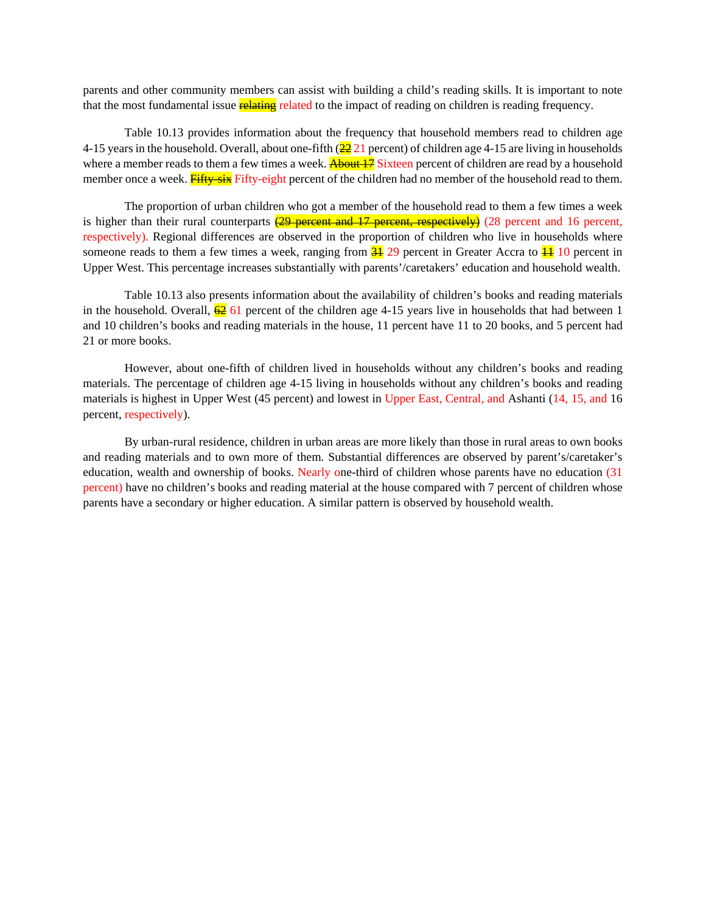parents and other community members can assist with building a child's reading skills. It is important to note that the most fundamental issue ~~relating~~ related to the impact of reading on children is reading frequency.

Table 10.13 provides information about the frequency that household members read to children age 4-15 years in the household. Overall, about one-fifth (~~22~~ 21 percent) of children age 4-15 are living in households where a member reads to them a few times a week. ~~About 17~~ Sixteen percent of children are read by a household member once a week. ~~Fifty-six~~ Fifty-eight percent of the children had no member of the household read to them.

The proportion of urban children who got a member of the household read to them a few times a week is higher than their rural counterparts ~~(29 percent and 17 percent, respectively)~~ (28 percent and 16 percent, respectively). Regional differences are observed in the proportion of children who live in households where someone reads to them a few times a week, ranging from ~~31~~ 29 percent in Greater Accra to ~~11~~ 10 percent in Upper West. This percentage increases substantially with parents'/caretakers' education and household wealth.

Table 10.13 also presents information about the availability of children's books and reading materials in the household. Overall, ~~62~~ 61 percent of the children age 4-15 years live in households that had between 1 and 10 children's books and reading materials in the house, 11 percent have 11 to 20 books, and 5 percent had 21 or more books.

However, about one-fifth of children lived in households without any children's books and reading materials. The percentage of children age 4-15 living in households without any children's books and reading materials is highest in Upper West (45 percent) and lowest in Upper East, Central, and Ashanti (14, 15, and 16 percent, respectively).

By urban-rural residence, children in urban areas are more likely than those in rural areas to own books and reading materials and to own more of them. Substantial differences are observed by parent's/caretaker's education, wealth and ownership of books. Nearly one-third of children whose parents have no education (31 percent) have no children's books and reading material at the house compared with 7 percent of children whose parents have a secondary or higher education. A similar pattern is observed by household wealth.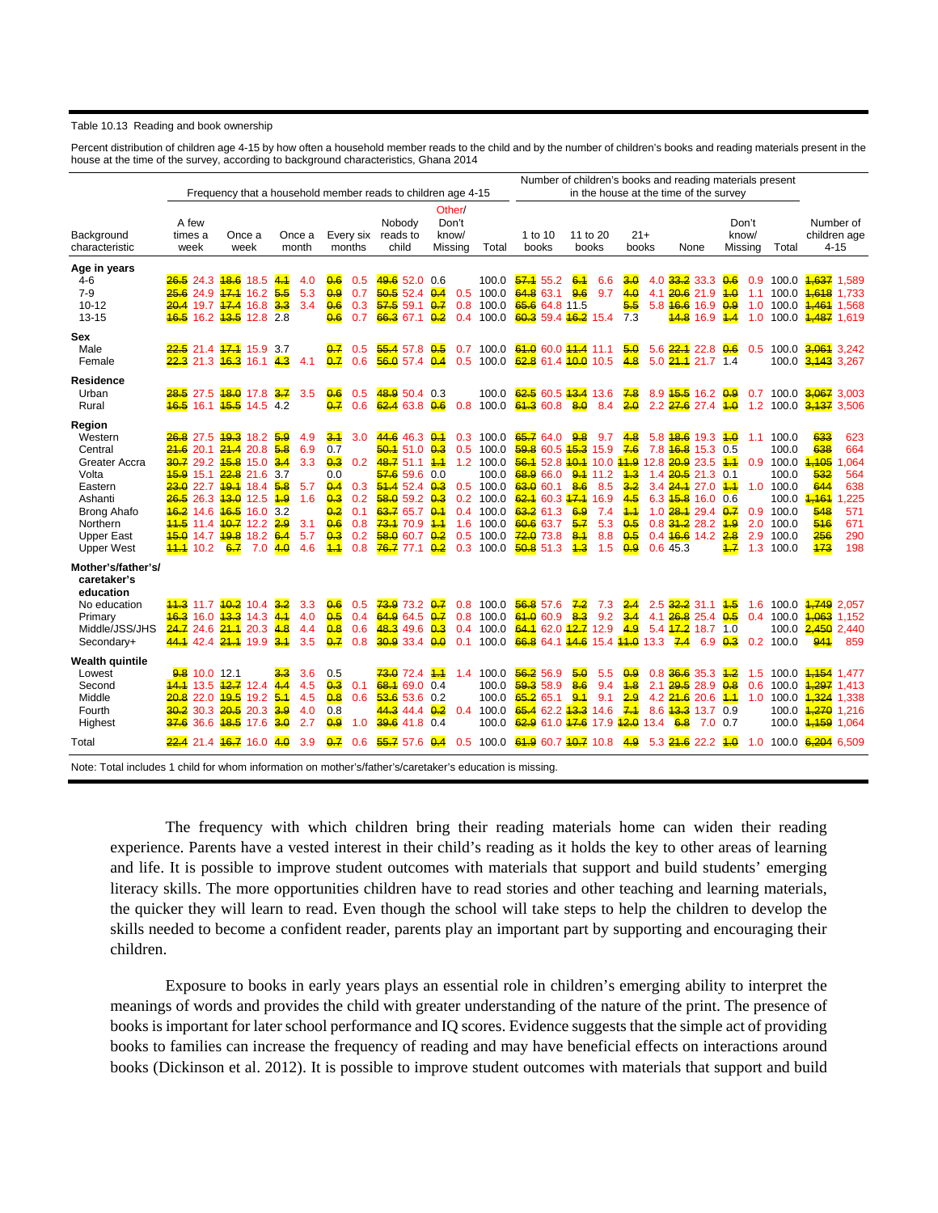Table 10.13 Reading and book ownership

Percent distribution of children age 4-15 by how often a household member reads to the child and by the number of children's books and reading materials present in the house at the time of the survey, according to background characteristics, Ghana 2014

Note: In the source table, many cells show an earlier value struck through and highlighted, followed by a revised value. Struck-through values are shown here as ~~x~~.

| Background characteristic | Frequency that a household member reads to children age 4-15 | | | | | | | Number of children's books and reading materials present in the house at the time of the survey | | | | | | Number of children age 4-15 |
|---|---|---|---|---|---|---|---|---|---|---|---|---|---|---|
| | A few times a week | Once a week | Once a month | Every six months | Nobody reads to child | Other/ Don't know/ Missing | Total | 1 to 10 books | 11 to 20 books | 21+ books | None | Don't know/ Missing | Total | |
| **Age in years** | | | | | | | | | | | | | | |
| 4-6 | ~~26.5~~ 24.3 | ~~18.6~~ 18.5 | ~~4.1~~ 4.0 | ~~0.6~~ 0.5 | ~~49.6~~ 52.0 | 0.6 | 100.0 | ~~57.1~~ 55.2 | ~~6.1~~ 6.6 | ~~3.0~~ 4.0 | ~~33.2~~ 33.3 | ~~0.6~~ 0.9 | 100.0 | ~~1,637~~ 1,589 |
| 7-9 | ~~25.6~~ 24.9 | ~~17.1~~ 16.2 | ~~5.5~~ 5.3 | ~~0.9~~ 0.7 | ~~50.5~~ 52.4 | ~~0.4~~ 0.5 | 100.0 | ~~64.8~~ 63.1 | ~~9.6~~ 9.7 | ~~4.0~~ 4.1 | ~~20.6~~ 21.9 | ~~1.0~~ 1.1 | 100.0 | ~~1,618~~ 1,733 |
| 10-12 | ~~20.4~~ 19.7 | ~~17.4~~ 16.8 | ~~3.3~~ 3.4 | ~~0.6~~ 0.3 | ~~57.5~~ 59.1 | ~~0.7~~ 0.8 | 100.0 | ~~65.6~~ 64.8 | 11.5 | ~~5.5~~ 5.8 | ~~16.6~~ 16.9 | ~~0.9~~ 1.0 | 100.0 | ~~1,461~~ 1,568 |
| 13-15 | ~~16.5~~ 16.2 | ~~13.5~~ 12.8 | 2.8 | ~~0.6~~ 0.7 | ~~66.3~~ 67.1 | ~~0.2~~ 0.4 | 100.0 | ~~60.3~~ 59.4 | ~~16.2~~ 15.4 | 7.3 | ~~14.8~~ 16.9 | ~~1.4~~ 1.0 | 100.0 | ~~1,487~~ 1,619 |
| **Sex** | | | | | | | | | | | | | | |
| Male | ~~22.5~~ 21.4 | ~~17.1~~ 15.9 | 3.7 | ~~0.7~~ 0.5 | ~~55.4~~ 57.8 | ~~0.5~~ 0.7 | 100.0 | ~~61.0~~ 60.0 | ~~11.4~~ 11.1 | ~~5.0~~ 5.6 | ~~22.1~~ 22.8 | ~~0.6~~ 0.5 | 100.0 | ~~3,061~~ 3,242 |
| Female | ~~22.3~~ 21.3 | ~~16.3~~ 16.1 | ~~4.3~~ 4.1 | ~~0.7~~ 0.6 | ~~56.0~~ 57.4 | ~~0.4~~ 0.5 | 100.0 | ~~62.8~~ 61.4 | ~~10.0~~ 10.5 | ~~4.8~~ 5.0 | ~~21.1~~ 21.7 | 1.4 | 100.0 | ~~3,143~~ 3,267 |
| **Residence** | | | | | | | | | | | | | | |
| Urban | ~~28.5~~ 27.5 | ~~18.0~~ 17.8 | ~~3.7~~ 3.5 | ~~0.6~~ 0.5 | ~~48.9~~ 50.4 | 0.3 | 100.0 | ~~62.5~~ 60.5 | ~~13.4~~ 13.6 | ~~7.8~~ 8.9 | ~~15.5~~ 16.2 | ~~0.9~~ 0.7 | 100.0 | ~~3,067~~ 3,003 |
| Rural | ~~16.5~~ 16.1 | ~~15.5~~ 14.5 | 4.2 | ~~0.7~~ 0.6 | ~~62.4~~ 63.8 | ~~0.6~~ 0.8 | 100.0 | ~~61.3~~ 60.8 | ~~8.0~~ 8.4 | ~~2.0~~ 2.2 | ~~27.6~~ 27.4 | ~~1.0~~ 1.2 | 100.0 | ~~3,137~~ 3,506 |
| **Region** | | | | | | | | | | | | | | |
| Western | ~~26.8~~ 27.5 | ~~19.3~~ 18.2 | ~~5.9~~ 4.9 | ~~3.1~~ 3.0 | ~~44.6~~ 46.3 | ~~0.1~~ 0.3 | 100.0 | ~~65.7~~ 64.0 | ~~9.8~~ 9.7 | ~~4.8~~ 5.8 | ~~18.6~~ 19.3 | ~~1.0~~ 1.1 | 100.0 | ~~633~~ 623 |
| Central | ~~21.6~~ 20.1 | ~~21.4~~ 20.8 | ~~5.8~~ 6.9 | 0.7 | ~~50.1~~ 51.0 | ~~0.3~~ 0.5 | 100.0 | ~~59.8~~ 60.5 | ~~15.3~~ 15.9 | ~~7.6~~ 7.8 | ~~16.8~~ 15.3 | 0.5 | 100.0 | ~~638~~ 664 |
| Greater Accra | ~~30.7~~ 29.2 | ~~15.8~~ 15.0 | ~~3.4~~ 3.3 | ~~0.3~~ 0.2 | ~~48.7~~ 51.1 | ~~1.1~~ 1.2 | 100.0 | ~~56.1~~ 52.8 | ~~10.1~~ 10.0 | ~~11.9~~ 12.8 | ~~20.9~~ 23.5 | ~~1.1~~ 0.9 | 100.0 | ~~1,105~~ 1,064 |
| Volta | ~~15.9~~ 15.1 | ~~22.8~~ 21.6 | 3.7 | 0.0 | ~~57.6~~ 59.6 | 0.0 | 100.0 | ~~68.9~~ 66.0 | ~~9.1~~ 11.2 | ~~1.3~~ 1.4 | ~~20.5~~ 21.3 | 0.1 | 100.0 | ~~532~~ 564 |
| Eastern | ~~23.0~~ 22.7 | ~~19.1~~ 18.4 | ~~5.8~~ 5.7 | ~~0.4~~ 0.3 | ~~51.4~~ 52.4 | ~~0.3~~ 0.5 | 100.0 | ~~63.0~~ 60.1 | ~~8.6~~ 8.5 | ~~3.2~~ 3.4 | ~~24.1~~ 27.0 | ~~1.1~~ 1.0 | 100.0 | ~~644~~ 638 |
| Ashanti | ~~26.5~~ 26.3 | ~~13.0~~ 12.5 | ~~1.9~~ 1.6 | ~~0.3~~ 0.2 | ~~58.0~~ 59.2 | ~~0.3~~ 0.2 | 100.0 | ~~62.1~~ 60.3 | ~~17.1~~ 16.9 | ~~4.5~~ 6.3 | ~~15.8~~ 16.0 | 0.6 | 100.0 | ~~1,161~~ 1,225 |
| Brong Ahafo | ~~16.2~~ 14.6 | ~~16.5~~ 16.0 | 3.2 | ~~0.2~~ 0.1 | ~~63.7~~ 65.7 | ~~0.1~~ 0.4 | 100.0 | ~~63.2~~ 61.3 | ~~6.9~~ 7.4 | ~~1.1~~ 1.0 | ~~28.1~~ 29.4 | ~~0.7~~ 0.9 | 100.0 | ~~548~~ 571 |
| Northern | ~~11.5~~ 11.4 | ~~10.7~~ 12.2 | ~~2.9~~ 3.1 | ~~0.6~~ 0.8 | ~~73.1~~ 70.9 | ~~1.1~~ 1.6 | 100.0 | ~~60.6~~ 63.7 | ~~5.7~~ 5.3 | ~~0.5~~ 0.8 | ~~31.2~~ 28.2 | ~~1.9~~ 2.0 | 100.0 | ~~516~~ 671 |
| Upper East | ~~15.0~~ 14.7 | ~~19.8~~ 18.2 | ~~6.4~~ 5.7 | ~~0.3~~ 0.2 | ~~58.0~~ 60.7 | ~~0.2~~ 0.5 | 100.0 | ~~72.0~~ 73.8 | ~~8.1~~ 8.8 | ~~0.5~~ 0.4 | ~~16.6~~ 14.2 | ~~2.8~~ 2.9 | 100.0 | ~~256~~ 290 |
| Upper West | ~~11.1~~ 10.2 | ~~6.7~~ 7.0 | ~~4.0~~ 4.6 | ~~1.1~~ 0.8 | ~~76.7~~ 77.1 | ~~0.2~~ 0.3 | 100.0 | ~~50.8~~ 51.3 | ~~1.3~~ 1.5 | ~~0.9~~ 0.6 | 45.3 | ~~1.7~~ 1.3 | 100.0 | ~~173~~ 198 |
| **Mother's/father's/ caretaker's education** | | | | | | | | | | | | | | |
| No education | ~~11.3~~ 11.7 | ~~10.2~~ 10.4 | ~~3.2~~ 3.3 | ~~0.6~~ 0.5 | ~~73.9~~ 73.2 | ~~0.7~~ 0.8 | 100.0 | ~~56.8~~ 57.6 | ~~7.2~~ 7.3 | ~~2.4~~ 2.5 | ~~32.2~~ 31.1 | ~~1.5~~ 1.6 | 100.0 | ~~1,749~~ 2,057 |
| Primary | ~~16.3~~ 16.0 | ~~13.3~~ 14.3 | ~~4.1~~ 4.0 | ~~0.5~~ 0.4 | ~~64.9~~ 64.5 | ~~0.7~~ 0.8 | 100.0 | ~~61.0~~ 60.9 | ~~8.3~~ 9.2 | ~~3.4~~ 4.1 | ~~26.8~~ 25.4 | ~~0.5~~ 0.4 | 100.0 | ~~1,063~~ 1,152 |
| Middle/JSS/JHS | ~~24.7~~ 24.6 | ~~21.1~~ 20.3 | ~~4.8~~ 4.4 | ~~0.8~~ 0.6 | ~~48.3~~ 49.6 | ~~0.3~~ 0.4 | 100.0 | ~~64.1~~ 62.0 | ~~12.7~~ 12.9 | ~~4.9~~ 5.4 | ~~17.2~~ 18.7 | 1.0 | 100.0 | ~~2,450~~ 2,440 |
| Secondary+ | ~~44.1~~ 42.4 | ~~21.1~~ 19.9 | ~~3.1~~ 3.5 | ~~0.7~~ 0.8 | ~~30.9~~ 33.4 | ~~0.0~~ 0.1 | 100.0 | ~~66.8~~ 64.1 | ~~14.6~~ 15.4 | ~~11.0~~ 13.3 | ~~7.4~~ 6.9 | ~~0.3~~ 0.2 | 100.0 | ~~941~~ 859 |
| **Wealth quintile** | | | | | | | | | | | | | | |
| Lowest | ~~9.8~~ 10.0 | 12.1 | ~~3.3~~ 3.6 | 0.5 | ~~73.0~~ 72.4 | ~~1.1~~ 1.4 | 100.0 | ~~56.2~~ 56.9 | ~~5.0~~ 5.5 | ~~0.9~~ 0.8 | ~~36.6~~ 35.3 | ~~1.2~~ 1.5 | 100.0 | ~~1,154~~ 1,477 |
| Second | ~~14.1~~ 13.5 | ~~12.7~~ 12.4 | ~~4.4~~ 4.5 | ~~0.3~~ 0.1 | ~~68.1~~ 69.0 | 0.4 | 100.0 | ~~59.3~~ 58.9 | ~~8.6~~ 9.4 | ~~1.8~~ 2.1 | ~~29.5~~ 28.9 | ~~0.8~~ 0.6 | 100.0 | ~~1,297~~ 1,413 |
| Middle | ~~20.8~~ 22.0 | ~~19.5~~ 19.2 | ~~5.1~~ 4.5 | ~~0.8~~ 0.6 | ~~53.6~~ 53.6 | 0.2 | 100.0 | ~~65.2~~ 65.1 | ~~9.1~~ 9.1 | ~~2.9~~ 4.2 | ~~21.6~~ 20.6 | ~~1.1~~ 1.0 | 100.0 | ~~1,324~~ 1,338 |
| Fourth | ~~30.2~~ 30.3 | ~~20.5~~ 20.3 | ~~3.9~~ 4.0 | 0.8 | ~~44.3~~ 44.4 | ~~0.2~~ 0.4 | 100.0 | ~~65.4~~ 62.2 | ~~13.3~~ 14.6 | ~~7.1~~ 8.6 | ~~13.3~~ 13.7 | 0.9 | 100.0 | ~~1,270~~ 1,216 |
| Highest | ~~37.6~~ 36.6 | ~~18.5~~ 17.6 | ~~3.0~~ 2.7 | ~~0.9~~ 1.0 | ~~39.6~~ 41.8 | 0.4 | 100.0 | ~~62.9~~ 61.0 | ~~17.6~~ 17.9 | ~~12.0~~ 13.4 | ~~6.8~~ 7.0 | 0.7 | 100.0 | ~~1,159~~ 1,064 |
| **Total** | ~~22.4~~ 21.4 | ~~16.7~~ 16.0 | ~~4.0~~ 3.9 | ~~0.7~~ 0.6 | ~~55.7~~ 57.6 | ~~0.4~~ 0.5 | 100.0 | ~~61.9~~ 60.7 | ~~10.7~~ 10.8 | ~~4.9~~ 5.3 | ~~21.6~~ 22.2 | ~~1.0~~ 1.0 | 100.0 | ~~6,204~~ 6,509 |

Note: Total includes 1 child for whom information on mother's/father's/caretaker's education is missing.

The frequency with which children bring their reading materials home can widen their reading experience. Parents have a vested interest in their child's reading as it holds the key to other areas of learning and life. It is possible to improve student outcomes with materials that support and build students' emerging literacy skills. The more opportunities children have to read stories and other teaching and learning materials, the quicker they will learn to read. Even though the school will take steps to help the children to develop the skills needed to become a confident reader, parents play an important part by supporting and encouraging their children.

Exposure to books in early years plays an essential role in children's emerging ability to interpret the meanings of words and provides the child with greater understanding of the nature of the print. The presence of books is important for later school performance and IQ scores. Evidence suggests that the simple act of providing books to families can increase the frequency of reading and may have beneficial effects on interactions around books (Dickinson et al. 2012). It is possible to improve student outcomes with materials that support and build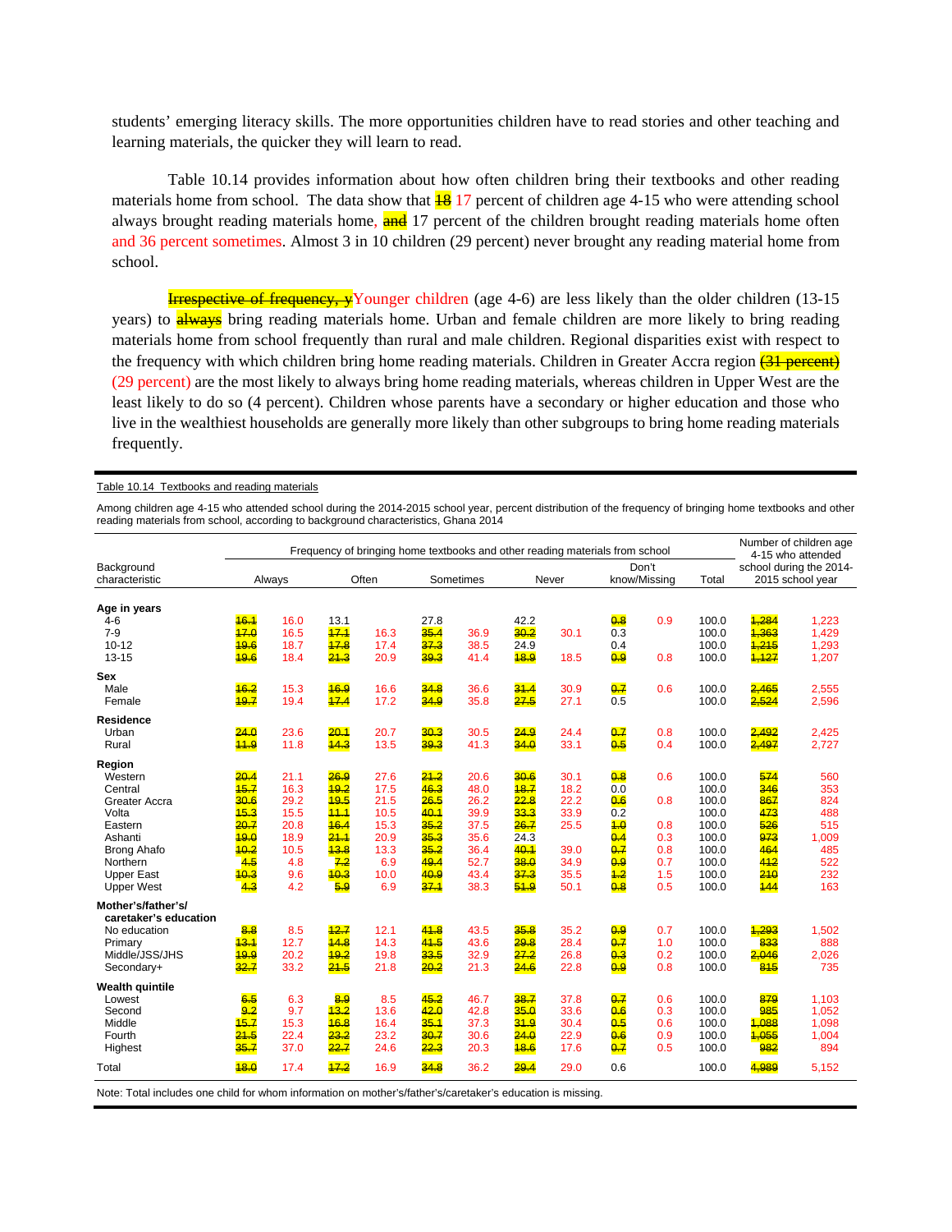students' emerging literacy skills. The more opportunities children have to read stories and other teaching and learning materials, the quicker they will learn to read.

Table 10.14 provides information about how often children bring their textbooks and other reading materials home from school. The data show that ~~18~~ 17 percent of children age 4-15 who were attending school always brought reading materials home, ~~and~~ 17 percent of the children brought reading materials home often and 36 percent sometimes. Almost 3 in 10 children (29 percent) never brought any reading material home from school.

~~Irrespective of frequency, y~~Younger children (age 4-6) are less likely than the older children (13-15 years) to ~~always~~ bring reading materials home. Urban and female children are more likely to bring reading materials home from school frequently than rural and male children. Regional disparities exist with respect to the frequency with which children bring home reading materials. Children in Greater Accra region ~~(31 percent)~~ (29 percent) are the most likely to always bring home reading materials, whereas children in Upper West are the least likely to do so (4 percent). Children whose parents have a secondary or higher education and those who live in the wealthiest households are generally more likely than other subgroups to bring home reading materials frequently.

Table 10.14 Textbooks and reading materials

Among children age 4-15 who attended school during the 2014-2015 school year, percent distribution of the frequency of bringing home textbooks and other reading materials from school, according to background characteristics, Ghana 2014

| Background characteristic | Frequency of bringing home textbooks and other reading materials from school: Always | Often | Sometimes | Never | Don't know/Missing | Total | Number of children age 4-15 who attended school during the 2014-2015 school year |
|---|---|---|---|---|---|---|---|
| **Age in years** | | | | | | | |
| 4-6 | ~~16.1~~ 16.0 | 13.1 | 27.8 | 42.2 | ~~0.8~~ 0.9 | 100.0 | ~~1,284~~ 1,223 |
| 7-9 | ~~17.0~~ 16.5 | ~~17.1~~ 16.3 | ~~35.4~~ 36.9 | ~~30.2~~ 30.1 | 0.3 | 100.0 | ~~1,363~~ 1,429 |
| 10-12 | ~~19.6~~ 18.7 | ~~17.8~~ 17.4 | ~~37.3~~ 38.5 | 24.9 | 0.4 | 100.0 | ~~1,215~~ 1,293 |
| 13-15 | ~~19.6~~ 18.4 | ~~21.3~~ 20.9 | ~~39.3~~ 41.4 | ~~18.9~~ 18.5 | ~~0.9~~ 0.8 | 100.0 | ~~1,127~~ 1,207 |
| **Sex** | | | | | | | |
| Male | ~~16.2~~ 15.3 | ~~16.9~~ 16.6 | ~~34.8~~ 36.6 | ~~31.4~~ 30.9 | ~~0.7~~ 0.6 | 100.0 | ~~2,465~~ 2,555 |
| Female | ~~19.7~~ 19.4 | ~~17.4~~ 17.2 | ~~34.9~~ 35.8 | ~~27.5~~ 27.1 | 0.5 | 100.0 | ~~2,524~~ 2,596 |
| **Residence** | | | | | | | |
| Urban | ~~24.0~~ 23.6 | ~~20.1~~ 20.7 | ~~30.3~~ 30.5 | ~~24.9~~ 24.4 | ~~0.7~~ 0.8 | 100.0 | ~~2,492~~ 2,425 |
| Rural | ~~11.9~~ 11.8 | ~~14.3~~ 13.5 | ~~39.3~~ 41.3 | ~~34.0~~ 33.1 | ~~0.5~~ 0.4 | 100.0 | ~~2,497~~ 2,727 |
| **Region** | | | | | | | |
| Western | ~~20.4~~ 21.1 | ~~26.9~~ 27.6 | ~~21.2~~ 20.6 | ~~30.6~~ 30.1 | ~~0.8~~ 0.6 | 100.0 | ~~574~~ 560 |
| Central | ~~15.7~~ 16.3 | ~~19.2~~ 17.5 | ~~46.3~~ 48.0 | ~~18.7~~ 18.2 | 0.0 | 100.0 | ~~346~~ 353 |
| Greater Accra | ~~30.6~~ 29.2 | ~~19.5~~ 21.5 | ~~26.5~~ 26.2 | ~~22.8~~ 22.2 | ~~0.6~~ 0.8 | 100.0 | ~~867~~ 824 |
| Volta | ~~15.3~~ 15.5 | ~~11.1~~ 10.5 | ~~40.1~~ 39.9 | ~~33.3~~ 33.9 | 0.2 | 100.0 | ~~473~~ 488 |
| Eastern | ~~20.7~~ 20.8 | ~~16.4~~ 15.3 | ~~35.2~~ 37.5 | ~~26.7~~ 25.5 | ~~1.0~~ 0.8 | 100.0 | ~~526~~ 515 |
| Ashanti | ~~19.0~~ 18.9 | ~~21.1~~ 20.9 | ~~35.3~~ 35.6 | 24.3 | ~~0.4~~ 0.3 | 100.0 | ~~973~~ 1,009 |
| Brong Ahafo | ~~10.2~~ 10.5 | ~~13.8~~ 13.3 | ~~35.2~~ 36.4 | ~~40.1~~ 39.0 | ~~0.7~~ 0.8 | 100.0 | ~~464~~ 485 |
| Northern | ~~4.5~~ 4.8 | ~~7.2~~ 6.9 | ~~49.4~~ 52.7 | ~~38.0~~ 34.9 | ~~0.9~~ 0.7 | 100.0 | ~~412~~ 522 |
| Upper East | ~~10.3~~ 9.6 | ~~10.3~~ 10.0 | ~~40.9~~ 43.4 | ~~37.3~~ 35.5 | ~~1.2~~ 1.5 | 100.0 | ~~210~~ 232 |
| Upper West | ~~4.3~~ 4.2 | ~~5.9~~ 6.9 | ~~37.1~~ 38.3 | ~~51.9~~ 50.1 | ~~0.8~~ 0.5 | 100.0 | ~~144~~ 163 |
| **Mother's/father's/ caretaker's education** | | | | | | | |
| No education | ~~8.8~~ 8.5 | ~~12.7~~ 12.1 | ~~41.8~~ 43.5 | ~~35.8~~ 35.2 | ~~0.9~~ 0.7 | 100.0 | ~~1,293~~ 1,502 |
| Primary | ~~13.1~~ 12.7 | ~~14.8~~ 14.3 | ~~41.5~~ 43.6 | ~~29.8~~ 28.4 | ~~0.7~~ 1.0 | 100.0 | ~~833~~ 888 |
| Middle/JSS/JHS | ~~19.9~~ 20.2 | ~~19.2~~ 19.8 | ~~33.5~~ 32.9 | ~~27.2~~ 26.8 | ~~0.3~~ 0.2 | 100.0 | ~~2,046~~ 2,026 |
| Secondary+ | ~~32.7~~ 33.2 | ~~21.5~~ 21.8 | ~~20.2~~ 21.3 | ~~24.6~~ 22.8 | ~~0.9~~ 0.8 | 100.0 | ~~815~~ 735 |
| **Wealth quintile** | | | | | | | |
| Lowest | ~~6.5~~ 6.3 | ~~8.9~~ 8.5 | ~~45.2~~ 46.7 | ~~38.7~~ 37.8 | ~~0.7~~ 0.6 | 100.0 | ~~879~~ 1,103 |
| Second | ~~9.2~~ 9.7 | ~~13.2~~ 13.6 | ~~42.0~~ 42.8 | ~~35.0~~ 33.6 | ~~0.6~~ 0.3 | 100.0 | ~~985~~ 1,052 |
| Middle | ~~15.7~~ 15.3 | ~~16.8~~ 16.4 | ~~35.1~~ 37.3 | ~~31.9~~ 30.4 | ~~0.5~~ 0.6 | 100.0 | ~~1,088~~ 1,098 |
| Fourth | ~~21.5~~ 22.4 | ~~23.2~~ 23.2 | ~~30.7~~ 30.6 | ~~24.0~~ 22.9 | ~~0.6~~ 0.9 | 100.0 | ~~1,055~~ 1,004 |
| Highest | ~~35.7~~ 37.0 | ~~22.7~~ 24.6 | ~~22.3~~ 20.3 | ~~18.6~~ 17.6 | ~~0.7~~ 0.5 | 100.0 | ~~982~~ 894 |
| Total | ~~18.0~~ 17.4 | ~~17.2~~ 16.9 | ~~34.8~~ 36.2 | ~~29.4~~ 29.0 | 0.6 | 100.0 | ~~4,989~~ 5,152 |

Note: Total includes one child for whom information on mother's/father's/caretaker's education is missing.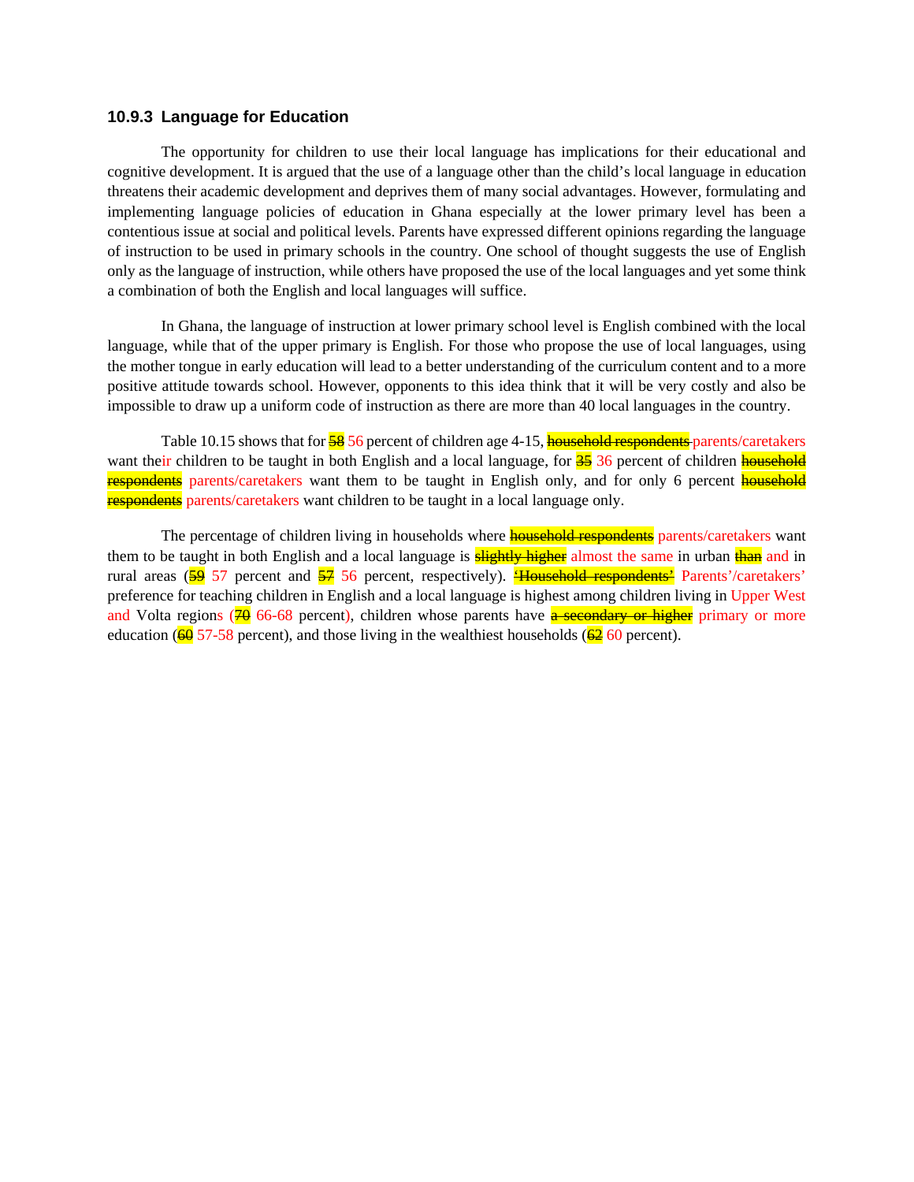### 10.9.3 Language for Education

The opportunity for children to use their local language has implications for their educational and cognitive development. It is argued that the use of a language other than the child's local language in education threatens their academic development and deprives them of many social advantages. However, formulating and implementing language policies of education in Ghana especially at the lower primary level has been a contentious issue at social and political levels. Parents have expressed different opinions regarding the language of instruction to be used in primary schools in the country. One school of thought suggests the use of English only as the language of instruction, while others have proposed the use of the local languages and yet some think a combination of both the English and local languages will suffice.

In Ghana, the language of instruction at lower primary school level is English combined with the local language, while that of the upper primary is English. For those who propose the use of local languages, using the mother tongue in early education will lead to a better understanding of the curriculum content and to a more positive attitude towards school. However, opponents to this idea think that it will be very costly and also be impossible to draw up a uniform code of instruction as there are more than 40 local languages in the country.

Table 10.15 shows that for ~~58~~ 56 percent of children age 4-15, ~~household respondents~~ parents/caretakers want their children to be taught in both English and a local language, for ~~35~~ 36 percent of children ~~household respondents~~ parents/caretakers want them to be taught in English only, and for only 6 percent ~~household respondents~~ parents/caretakers want children to be taught in a local language only.

The percentage of children living in households where ~~household respondents~~ parents/caretakers want them to be taught in both English and a local language is ~~slightly higher~~ almost the same in urban ~~than~~ and in rural areas (~~59~~ 57 percent and ~~57~~ 56 percent, respectively). ~~'Household respondents'~~ Parents'/caretakers' preference for teaching children in English and a local language is highest among children living in Upper West and Volta regions (~~70~~ 66-68 percent), children whose parents have ~~a secondary or higher~~ primary or more education (~~60~~ 57-58 percent), and those living in the wealthiest households (~~62~~ 60 percent).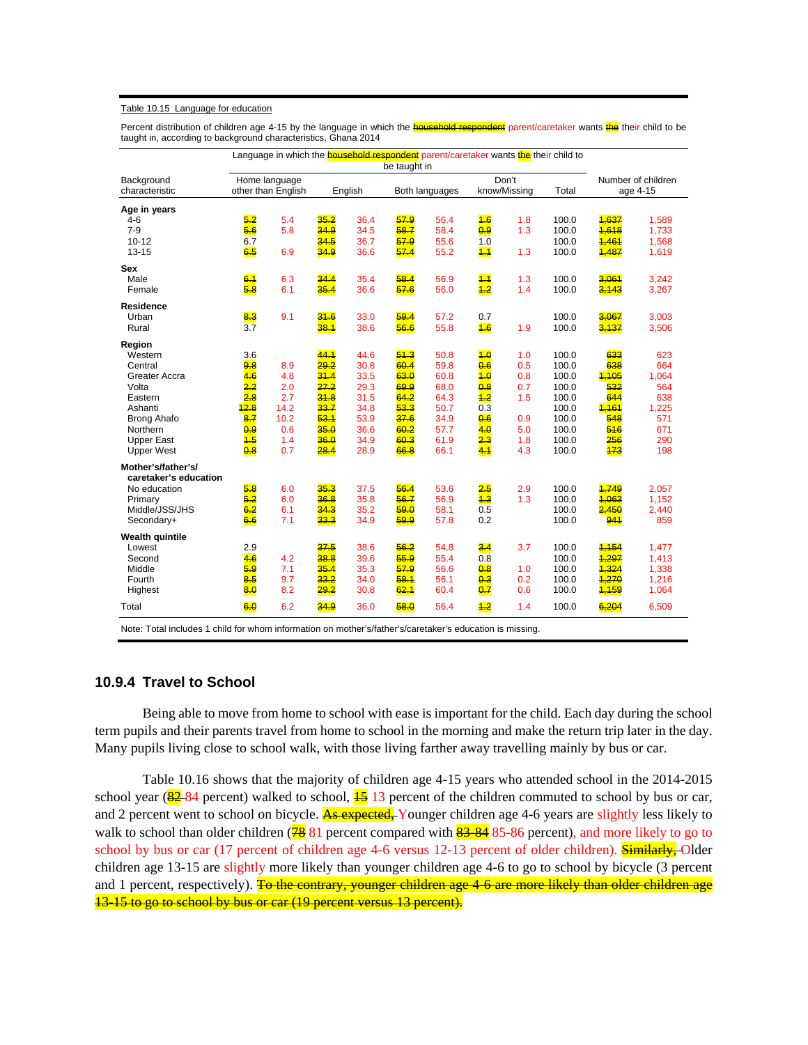Table 10.15 Language for education

Percent distribution of children age 4-15 by the language in which the ~~household respondent~~ parent/caretaker wants ~~the~~ their child to be taught in, according to background characteristics, Ghana 2014

| Background characteristic | Language in which the ~~household respondent~~ parent/caretaker wants ~~the~~ their child to be taught in | | | | | Number of children age 4-15 |
|---|---|---|---|---|---|---|
| | Home language other than English | English | Both languages | Don't know/Missing | Total | |
| **Age in years** | | | | | | |
| 4-6 | ~~5.2~~ 5.4 | ~~35.2~~ 36.4 | ~~57.9~~ 56.4 | ~~1.6~~ 1.8 | 100.0 | ~~1,637~~ 1,589 |
| 7-9 | ~~5.6~~ 5.8 | ~~34.9~~ 34.5 | ~~58.7~~ 58.4 | ~~0.9~~ 1.3 | 100.0 | ~~1,618~~ 1,733 |
| 10-12 | 6.7 | ~~34.5~~ 36.7 | ~~57.9~~ 55.6 | 1.0 | 100.0 | ~~1,461~~ 1,568 |
| 13-15 | ~~6.5~~ 6.9 | ~~34.9~~ 36.6 | ~~57.4~~ 55.2 | ~~1.1~~ 1.3 | 100.0 | ~~1,487~~ 1,619 |
| **Sex** | | | | | | |
| Male | ~~6.1~~ 6.3 | ~~34.4~~ 35.4 | ~~58.4~~ 56.9 | ~~1.1~~ 1.3 | 100.0 | ~~3,061~~ 3,242 |
| Female | ~~5.8~~ 6.1 | ~~35.4~~ 36.6 | ~~57.6~~ 56.0 | ~~1.2~~ 1.4 | 100.0 | ~~3,143~~ 3,267 |
| **Residence** | | | | | | |
| Urban | ~~8.3~~ 9.1 | ~~31.6~~ 33.0 | ~~59.4~~ 57.2 | 0.7 | 100.0 | ~~3,067~~ 3,003 |
| Rural | 3.7 | ~~38.1~~ 38.6 | ~~56.6~~ 55.8 | ~~1.6~~ 1.9 | 100.0 | ~~3,137~~ 3,506 |
| **Region** | | | | | | |
| Western | 3.6 | ~~44.1~~ 44.6 | ~~51.3~~ 50.8 | ~~1.0~~ 1.0 | 100.0 | ~~633~~ 623 |
| Central | ~~9.8~~ 8.9 | ~~29.2~~ 30.8 | ~~60.4~~ 59.8 | ~~0.6~~ 0.5 | 100.0 | ~~638~~ 664 |
| Greater Accra | ~~4.6~~ 4.8 | ~~31.4~~ 33.5 | ~~63.0~~ 60.8 | ~~1.0~~ 0.8 | 100.0 | ~~1,105~~ 1,064 |
| Volta | ~~2.2~~ 2.0 | ~~27.2~~ 29.3 | ~~69.9~~ 68.0 | ~~0.8~~ 0.7 | 100.0 | ~~532~~ 564 |
| Eastern | ~~2.8~~ 2.7 | ~~31.8~~ 31.5 | ~~64.2~~ 64.3 | ~~1.2~~ 1.5 | 100.0 | ~~644~~ 638 |
| Ashanti | ~~12.8~~ 14.2 | ~~33.7~~ 34.8 | ~~53.3~~ 50.7 | 0.3 | 100.0 | ~~1,161~~ 1,225 |
| Brong Ahafo | ~~8.7~~ 10.2 | ~~53.1~~ 53.9 | ~~37.6~~ 34.9 | ~~0.6~~ 0.9 | 100.0 | ~~548~~ 571 |
| Northern | ~~0.9~~ 0.6 | ~~35.0~~ 36.6 | ~~60.2~~ 57.7 | ~~4.0~~ 5.0 | 100.0 | ~~516~~ 671 |
| Upper East | ~~1.5~~ 1.4 | ~~36.0~~ 34.9 | ~~60.3~~ 61.9 | ~~2.3~~ 1.8 | 100.0 | ~~256~~ 290 |
| Upper West | ~~0.8~~ 0.7 | ~~28.4~~ 28.9 | ~~66.8~~ 66.1 | ~~4.1~~ 4.3 | 100.0 | ~~173~~ 198 |
| **Mother's/father's/ caretaker's education** | | | | | | |
| No education | ~~5.8~~ 6.0 | ~~35.3~~ 37.5 | ~~56.4~~ 53.6 | ~~2.5~~ 2.9 | 100.0 | ~~1,749~~ 2,057 |
| Primary | ~~5.2~~ 6.0 | ~~36.8~~ 35.8 | ~~56.7~~ 56.9 | ~~1.3~~ 1.3 | 100.0 | ~~1,063~~ 1,152 |
| Middle/JSS/JHS | ~~6.2~~ 6.1 | ~~34.3~~ 35.2 | ~~59.0~~ 58.1 | 0.5 | 100.0 | ~~2,450~~ 2,440 |
| Secondary+ | ~~6.6~~ 7.1 | ~~33.3~~ 34.9 | ~~59.9~~ 57.8 | 0.2 | 100.0 | ~~941~~ 859 |
| **Wealth quintile** | | | | | | |
| Lowest | 2.9 | ~~37.5~~ 38.6 | ~~56.2~~ 54.8 | ~~3.4~~ 3.7 | 100.0 | ~~1,154~~ 1,477 |
| Second | ~~4.6~~ 4.2 | ~~38.8~~ 39.6 | ~~55.9~~ 55.4 | 0.8 | 100.0 | ~~1,297~~ 1,413 |
| Middle | ~~5.9~~ 7.1 | ~~35.4~~ 35.3 | ~~57.9~~ 56.6 | ~~0.8~~ 1.0 | 100.0 | ~~1,324~~ 1,338 |
| Fourth | ~~8.5~~ 9.7 | ~~33.2~~ 34.0 | ~~58.1~~ 56.1 | ~~0.3~~ 0.2 | 100.0 | ~~1,270~~ 1,216 |
| Highest | ~~8.0~~ 8.2 | ~~29.2~~ 30.8 | ~~62.1~~ 60.4 | ~~0.7~~ 0.6 | 100.0 | ~~1,159~~ 1,064 |
| Total | ~~6.0~~ 6.2 | ~~34.9~~ 36.0 | ~~58.0~~ 56.4 | ~~1.2~~ 1.4 | 100.0 | ~~6,204~~ 6,509 |

Note: Total includes 1 child for whom information on mother's/father's/caretaker's education is missing.

### 10.9.4 Travel to School

Being able to move from home to school with ease is important for the child. Each day during the school term pupils and their parents travel from home to school in the morning and make the return trip later in the day. Many pupils living close to school walk, with those living farther away travelling mainly by bus or car.

Table 10.16 shows that the majority of children age 4-15 years who attended school in the 2014-2015 school year (~~82~~ 84 percent) walked to school, ~~15~~ 13 percent of the children commuted to school by bus or car, and 2 percent went to school on bicycle. ~~As expected,~~ Younger children age 4-6 years are slightly less likely to walk to school than older children (~~78~~ 81 percent compared with ~~83-84~~ 85-86 percent), and more likely to go to school by bus or car (17 percent of children age 4-6 versus 12-13 percent of older children). ~~Similarly,~~ Older children age 13-15 are slightly more likely than younger children age 4-6 to go to school by bicycle (3 percent and 1 percent, respectively). ~~To the contrary, younger children age 4-6 are more likely than older children age 13-15 to go to school by bus or car (19 percent versus 13 percent).~~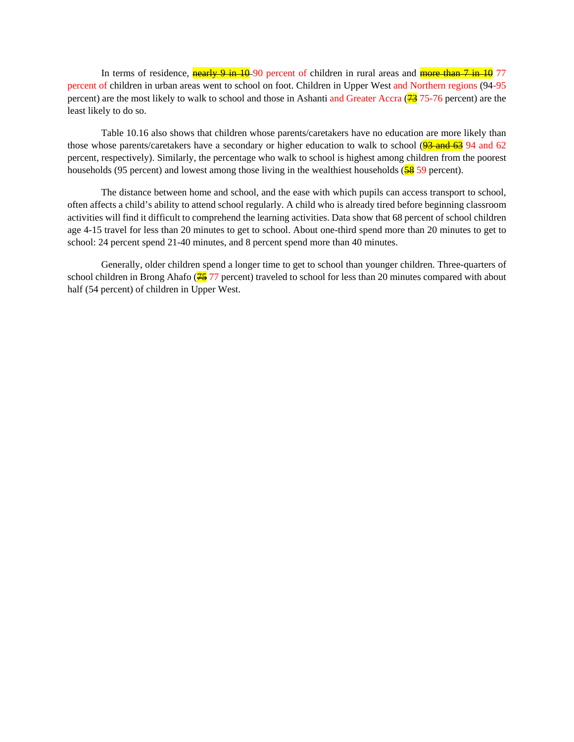In terms of residence, ~~nearly 9 in 10~~ 90 percent of children in rural areas and ~~more than 7 in 10~~ 77 percent of children in urban areas went to school on foot. Children in Upper West and Northern regions (94-95 percent) are the most likely to walk to school and those in Ashanti and Greater Accra (~~73~~ 75-76 percent) are the least likely to do so.

Table 10.16 also shows that children whose parents/caretakers have no education are more likely than those whose parents/caretakers have a secondary or higher education to walk to school (~~93 and 63~~ 94 and 62 percent, respectively). Similarly, the percentage who walk to school is highest among children from the poorest households (95 percent) and lowest among those living in the wealthiest households (~~58~~ 59 percent).

The distance between home and school, and the ease with which pupils can access transport to school, often affects a child's ability to attend school regularly. A child who is already tired before beginning classroom activities will find it difficult to comprehend the learning activities. Data show that 68 percent of school children age 4-15 travel for less than 20 minutes to get to school. About one-third spend more than 20 minutes to get to school: 24 percent spend 21-40 minutes, and 8 percent spend more than 40 minutes.

Generally, older children spend a longer time to get to school than younger children. Three-quarters of school children in Brong Ahafo (~~75~~ 77 percent) traveled to school for less than 20 minutes compared with about half (54 percent) of children in Upper West.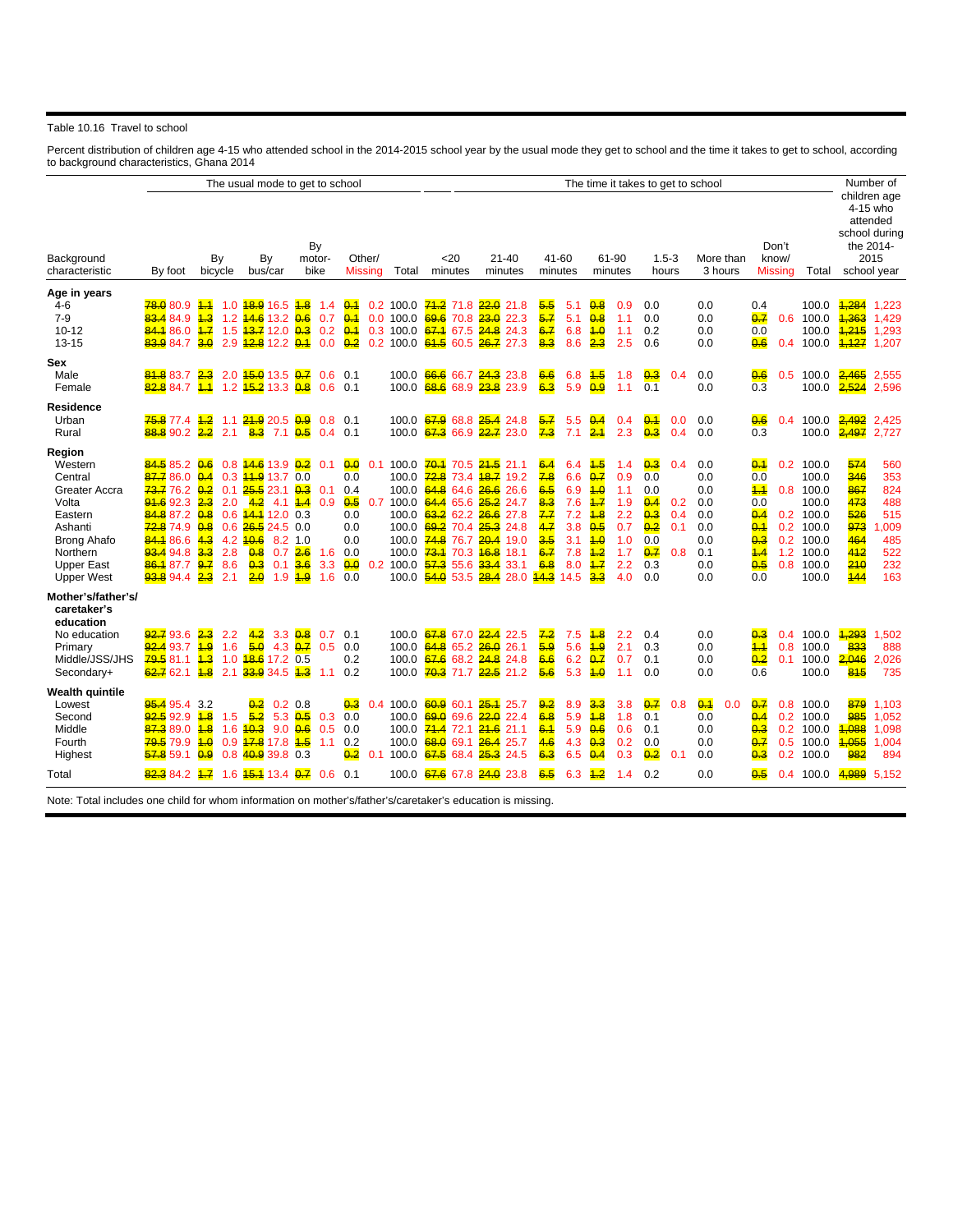Table 10.16 Travel to school

Percent distribution of children age 4-15 who attended school in the 2014-2015 school year by the usual mode they get to school and the time it takes to get to school, according to background characteristics, Ghana 2014

| Background characteristic | The usual mode to get to school | | | | | | The time it takes to get to school | | | | | | | | Number of children age 4-15 who attended school during the 2014-2015 school year |
|---|---|---|---|---|---|---|---|---|---|---|---|---|---|---|---|
| | By foot | By bicycle | By bus/car | By motor-bike | Other/ Missing | Total | <20 minutes | 21-40 minutes | 41-60 minutes | 61-90 minutes | 1.5-3 hours | More than 3 hours | Don't know/ Missing | Total | |
| **Age in years** | | | | | | | | | | | | | | | |
| 4-6 | ~~78.0~~ 80.9 | ~~1.1~~ 1.0 | ~~18.9~~ 16.5 | ~~1.8~~ 1.4 | ~~0.1~~ 0.2 | 100.0 | ~~71.2~~ 71.8 | ~~22.0~~ 21.8 | ~~5.5~~ 5.1 | ~~0.8~~ 0.9 | 0.0 | 0.0 | 0.4 | 100.0 | ~~1,284~~ 1,223 |
| 7-9 | ~~83.4~~ 84.9 | ~~1.3~~ 1.2 | ~~14.6~~ 13.2 | ~~0.6~~ 0.7 | ~~0.1~~ 0.0 | 100.0 | ~~69.6~~ 70.8 | ~~23.0~~ 22.3 | ~~5.7~~ 5.1 | ~~0.8~~ 1.1 | 0.0 | 0.0 | ~~0.7~~ 0.6 | 100.0 | ~~1,363~~ 1,429 |
| 10-12 | ~~84.1~~ 86.0 | ~~1.7~~ 1.5 | ~~13.7~~ 12.0 | ~~0.3~~ 0.2 | ~~0.1~~ 0.3 | 100.0 | ~~67.1~~ 67.5 | ~~24.8~~ 24.3 | ~~6.7~~ 6.8 | ~~1.0~~ 1.1 | 0.2 | 0.0 | 0.0 | 100.0 | ~~1,215~~ 1,293 |
| 13-15 | ~~83.9~~ 84.7 | ~~3.0~~ 2.9 | ~~12.8~~ 12.2 | ~~0.1~~ 0.0 | ~~0.2~~ 0.2 | 100.0 | ~~61.5~~ 60.5 | ~~26.7~~ 27.3 | ~~8.3~~ 8.6 | ~~2.3~~ 2.5 | 0.6 | 0.0 | ~~0.6~~ 0.4 | 100.0 | ~~1,127~~ 1,207 |
| **Sex** | | | | | | | | | | | | | | | |
| Male | ~~81.8~~ 83.7 | ~~2.3~~ 2.0 | ~~15.0~~ 13.5 | ~~0.7~~ 0.6 | 0.1 | 100.0 | ~~66.6~~ 66.7 | ~~24.3~~ 23.8 | ~~6.6~~ 6.8 | ~~1.5~~ 1.8 | ~~0.3~~ 0.4 | 0.0 | ~~0.6~~ 0.5 | 100.0 | ~~2,465~~ 2,555 |
| Female | ~~82.8~~ 84.7 | ~~1.1~~ 1.2 | ~~15.2~~ 13.3 | ~~0.8~~ 0.6 | 0.1 | 100.0 | ~~68.6~~ 68.9 | ~~23.8~~ 23.9 | ~~6.3~~ 5.9 | ~~0.9~~ 1.1 | 0.1 | 0.0 | 0.3 | 100.0 | ~~2,524~~ 2,596 |
| **Residence** | | | | | | | | | | | | | | | |
| Urban | ~~75.8~~ 77.4 | ~~1.2~~ 1.1 | ~~21.9~~ 20.5 | ~~0.9~~ 0.8 | 0.1 | 100.0 | ~~67.9~~ 68.8 | ~~25.4~~ 24.8 | ~~5.7~~ 5.5 | ~~0.4~~ 0.4 | ~~0.1~~ 0.0 | 0.0 | ~~0.6~~ 0.4 | 100.0 | ~~2,492~~ 2,425 |
| Rural | ~~88.8~~ 90.2 | ~~2.2~~ 2.1 | ~~8.3~~ 7.1 | ~~0.5~~ 0.4 | 0.1 | 100.0 | ~~67.3~~ 66.9 | ~~22.7~~ 23.0 | ~~7.3~~ 7.1 | ~~2.1~~ 2.3 | ~~0.3~~ 0.4 | 0.0 | 0.3 | 100.0 | ~~2,497~~ 2,727 |
| **Region** | | | | | | | | | | | | | | | |
| Western | ~~84.5~~ 85.2 | ~~0.6~~ 0.8 | ~~14.6~~ 13.9 | ~~0.2~~ 0.1 | ~~0.0~~ 0.1 | 100.0 | ~~70.1~~ 70.5 | ~~21.5~~ 21.1 | ~~6.4~~ 6.4 | ~~1.5~~ 1.4 | ~~0.3~~ 0.4 | 0.0 | ~~0.1~~ 0.2 | 100.0 | ~~574~~ 560 |
| Central | ~~87.7~~ 86.0 | ~~0.4~~ 0.3 | ~~11.9~~ 13.7 | 0.0 | 0.0 | 100.0 | ~~72.8~~ 73.4 | ~~18.7~~ 19.2 | ~~7.8~~ 6.6 | ~~0.7~~ 0.9 | 0.0 | 0.0 | 0.0 | 100.0 | ~~346~~ 353 |
| Greater Accra | ~~73.7~~ 76.2 | ~~0.2~~ 0.1 | ~~25.5~~ 23.1 | ~~0.3~~ 0.1 | 0.4 | 100.0 | ~~64.8~~ 64.6 | ~~26.6~~ 26.6 | ~~6.5~~ 6.9 | ~~1.0~~ 1.1 | 0.0 | 0.0 | ~~1.1~~ 0.8 | 100.0 | ~~867~~ 824 |
| Volta | ~~91.6~~ 92.3 | ~~2.3~~ 2.0 | ~~4.2~~ 4.1 | ~~1.4~~ 0.9 | ~~0.5~~ 0.7 | 100.0 | ~~64.4~~ 65.6 | ~~25.2~~ 24.7 | ~~8.3~~ 7.6 | ~~1.7~~ 1.9 | ~~0.4~~ 0.2 | 0.0 | 0.0 | 100.0 | ~~473~~ 488 |
| Eastern | ~~84.8~~ 87.2 | ~~0.8~~ 0.6 | ~~14.1~~ 12.0 | 0.3 | 0.0 | 100.0 | ~~63.2~~ 62.2 | ~~26.6~~ 27.8 | ~~7.7~~ 7.2 | ~~1.8~~ 2.2 | ~~0.3~~ 0.4 | 0.0 | ~~0.4~~ 0.2 | 100.0 | ~~526~~ 515 |
| Ashanti | ~~72.8~~ 74.9 | ~~0.8~~ 0.6 | ~~26.5~~ 24.5 | 0.0 | 0.0 | 100.0 | ~~69.2~~ 70.4 | ~~25.3~~ 24.8 | ~~4.7~~ 3.8 | ~~0.5~~ 0.7 | ~~0.2~~ 0.1 | 0.0 | ~~0.1~~ 0.2 | 100.0 | ~~973~~ 1,009 |
| Brong Ahafo | ~~84.1~~ 86.6 | ~~4.3~~ 4.2 | ~~10.6~~ 8.2 | 1.0 | 0.0 | 100.0 | ~~74.8~~ 76.7 | ~~20.4~~ 19.0 | ~~3.5~~ 3.1 | ~~1.0~~ 1.0 | 0.0 | 0.0 | ~~0.3~~ 0.2 | 100.0 | ~~464~~ 485 |
| Northern | ~~93.4~~ 94.8 | ~~3.3~~ 2.8 | ~~0.8~~ 0.7 | ~~2.6~~ 1.6 | 0.0 | 100.0 | ~~73.1~~ 70.3 | ~~16.8~~ 18.1 | ~~6.7~~ 7.8 | ~~1.2~~ 1.7 | ~~0.7~~ 0.8 | 0.1 | ~~1.4~~ 1.2 | 100.0 | ~~412~~ 522 |
| Upper East | ~~86.1~~ 87.7 | ~~9.7~~ 8.6 | ~~0.3~~ 0.1 | ~~3.6~~ 3.3 | ~~0.0~~ 0.2 | 100.0 | ~~57.3~~ 55.6 | ~~33.4~~ 33.1 | ~~6.8~~ 8.0 | ~~1.7~~ 2.2 | 0.3 | 0.0 | ~~0.5~~ 0.8 | 100.0 | ~~210~~ 232 |
| Upper West | ~~93.8~~ 94.4 | ~~2.3~~ 2.1 | ~~2.0~~ 1.9 | ~~1.9~~ 1.6 | 0.0 | 100.0 | ~~54.0~~ 53.5 | ~~28.4~~ 28.0 | ~~14.3~~ 14.5 | ~~3.3~~ 4.0 | 0.0 | 0.0 | 0.0 | 100.0 | ~~144~~ 163 |
| **Mother's/father's/ caretaker's education** | | | | | | | | | | | | | | | |
| No education | ~~92.7~~ 93.6 | ~~2.3~~ 2.2 | ~~4.2~~ 3.3 | ~~0.8~~ 0.7 | 0.1 | 100.0 | ~~67.8~~ 67.0 | ~~22.4~~ 22.5 | ~~7.2~~ 7.5 | ~~1.8~~ 2.2 | 0.4 | 0.0 | ~~0.3~~ 0.4 | 100.0 | ~~1,293~~ 1,502 |
| Primary | ~~92.4~~ 93.7 | ~~1.9~~ 1.6 | ~~5.0~~ 4.3 | ~~0.7~~ 0.5 | 0.0 | 100.0 | ~~64.8~~ 65.2 | ~~26.0~~ 26.1 | ~~5.9~~ 5.6 | ~~1.9~~ 2.1 | 0.3 | 0.0 | ~~1.1~~ 0.8 | 100.0 | ~~833~~ 888 |
| Middle/JSS/JHS | ~~79.5~~ 81.1 | ~~1.3~~ 1.0 | ~~18.6~~ 17.2 | 0.5 | 0.2 | 100.0 | ~~67.6~~ 68.2 | ~~24.8~~ 24.8 | ~~6.6~~ 6.2 | ~~0.7~~ 0.7 | 0.1 | 0.0 | ~~0.2~~ 0.1 | 100.0 | ~~2,046~~ 2,026 |
| Secondary+ | ~~62.7~~ 62.1 | ~~1.8~~ 2.1 | ~~33.9~~ 34.5 | ~~1.3~~ 1.1 | 0.2 | 100.0 | ~~70.3~~ 71.7 | ~~22.5~~ 21.2 | ~~5.6~~ 5.3 | ~~1.0~~ 1.1 | 0.0 | 0.0 | 0.6 | 100.0 | ~~815~~ 735 |
| **Wealth quintile** | | | | | | | | | | | | | | | |
| Lowest | ~~95.4~~ 95.4 | 3.2 | ~~0.2~~ 0.2 | 0.8 | ~~0.3~~ 0.4 | 100.0 | ~~60.9~~ 60.1 | ~~25.1~~ 25.7 | ~~9.2~~ 8.9 | ~~3.3~~ 3.8 | ~~0.7~~ 0.8 | ~~0.1~~ 0.0 | ~~0.7~~ 0.8 | 100.0 | ~~879~~ 1,103 |
| Second | ~~92.5~~ 92.9 | ~~1.8~~ 1.5 | ~~5.2~~ 5.3 | ~~0.5~~ 0.3 | 0.0 | 100.0 | ~~69.0~~ 69.6 | ~~22.0~~ 22.4 | ~~6.8~~ 5.9 | ~~1.8~~ 1.8 | 0.1 | 0.0 | ~~0.4~~ 0.2 | 100.0 | ~~985~~ 1,052 |
| Middle | ~~87.3~~ 89.0 | ~~1.8~~ 1.6 | ~~10.3~~ 9.0 | ~~0.6~~ 0.5 | 0.0 | 100.0 | ~~71.4~~ 72.1 | ~~21.6~~ 21.1 | ~~6.1~~ 5.9 | ~~0.6~~ 0.6 | 0.1 | 0.0 | ~~0.3~~ 0.2 | 100.0 | ~~1,088~~ 1,098 |
| Fourth | ~~79.5~~ 79.9 | ~~1.0~~ 0.9 | ~~17.8~~ 17.8 | ~~1.5~~ 1.1 | 0.2 | 100.0 | ~~68.0~~ 69.1 | ~~26.4~~ 25.7 | ~~4.6~~ 4.3 | ~~0.3~~ 0.2 | 0.0 | 0.0 | ~~0.7~~ 0.5 | 100.0 | ~~1,055~~ 1,004 |
| Highest | ~~57.8~~ 59.1 | ~~0.9~~ 0.8 | ~~40.9~~ 39.8 | 0.3 | ~~0.2~~ 0.1 | 100.0 | ~~67.5~~ 68.4 | ~~25.3~~ 24.5 | ~~6.3~~ 6.5 | ~~0.4~~ 0.3 | ~~0.2~~ 0.1 | 0.0 | ~~0.3~~ 0.2 | 100.0 | ~~982~~ 894 |
| Total | ~~82.3~~ 84.2 | ~~1.7~~ 1.6 | ~~15.1~~ 13.4 | ~~0.7~~ 0.6 | 0.1 | 100.0 | ~~67.6~~ 67.8 | ~~24.0~~ 23.8 | ~~6.5~~ 6.3 | ~~1.2~~ 1.4 | 0.2 | 0.0 | ~~0.5~~ 0.4 | 100.0 | ~~4,989~~ 5,152 |

Note: Total includes one child for whom information on mother's/father's/caretaker's education is missing.